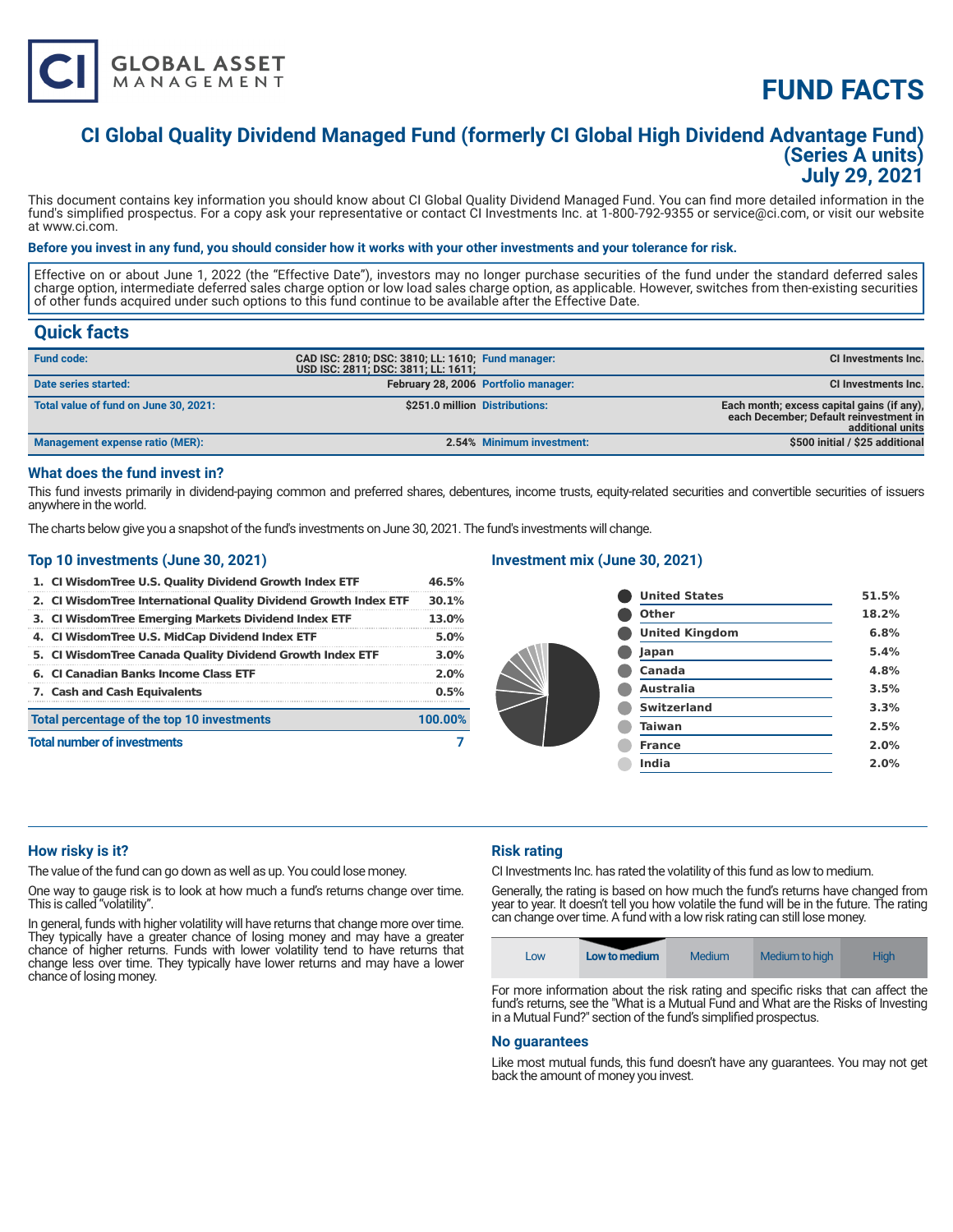CI GLOBAL ASSET MANAGEMENT

# FUND FACTS

## CI Global Quality Dividend Managed Fund (formerly CI Global High Dividend Advantage Fund) (Series A units) July 29, 2021

This document contains key information you should know about CI Global Quality Dividend Managed Fund. You can find more detailed information in the fund's simplified prospectus. For a copy ask your representative or contact CI Investments Inc. at 1-800-792-9355 or service@ci.com, or visit our website at www.ci.com.

**Before you invest in any fund, you should consider how it works with your other investments and your tolerance for risk.**

Effective on or about June 1, 2022 (the "Effective Date"), investors may no longer purchase securities of the fund under the standard deferred sales charge option, intermediate deferred sales charge option or low load sales charge option, as applicable. However, switches from then-existing securities of other funds acquired under such options to this fund continue to be available after the Effective Date.

## Quick facts

| | | | |
|---|---|---|---|
| **Fund code:** | CAD ISC: 2810; DSC: 3810; LL: 1610; USD ISC: 2811; DSC: 3811; LL: 1611; | **Fund manager:** | CI Investments Inc. |
| **Date series started:** | February 28, 2006 | **Portfolio manager:** | CI Investments Inc. |
| **Total value of fund on June 30, 2021:** | $251.0 million | **Distributions:** | Each month; excess capital gains (if any), each December; Default reinvestment in additional units |
| **Management expense ratio (MER):** | 2.54% | **Minimum investment:** | $500 initial / $25 additional |

### What does the fund invest in?

This fund invests primarily in dividend-paying common and preferred shares, debentures, income trusts, equity-related securities and convertible securities of issuers anywhere in the world.

The charts below give you a snapshot of the fund's investments on June 30, 2021. The fund's investments will change.

### Top 10 investments (June 30, 2021)

| | |
|---|---|
| 1. CI WisdomTree U.S. Quality Dividend Growth Index ETF | 46.5% |
| 2. CI WisdomTree International Quality Dividend Growth Index ETF | 30.1% |
| 3. CI WisdomTree Emerging Markets Dividend Index ETF | 13.0% |
| 4. CI WisdomTree U.S. MidCap Dividend Index ETF | 5.0% |
| 5. CI WisdomTree Canada Quality Dividend Growth Index ETF | 3.0% |
| 6. CI Canadian Banks Income Class ETF | 2.0% |
| 7. Cash and Cash Equivalents | 0.5% |
| **Total percentage of the top 10 investments** | **100.00%** |
| **Total number of investments** | **7** |

### Investment mix (June 30, 2021)

United States 51.5%
Other 18.2%
United Kingdom 6.8%
Japan 5.4%
Canada 4.8%
Australia 3.5%
Switzerland 3.3%
Taiwan 2.5%
France 2.0%
India 2.0%

### How risky is it?

The value of the fund can go down as well as up. You could lose money.

One way to gauge risk is to look at how much a fund's returns change over time. This is called "volatility".

In general, funds with higher volatility will have returns that change more over time. They typically have a greater chance of losing money and may have a greater chance of higher returns. Funds with lower volatility tend to have returns that change less over time. They typically have lower returns and may have a lower chance of losing money.

### Risk rating

CI Investments Inc. has rated the volatility of this fund as low to medium.

Generally, the rating is based on how much the fund's returns have changed from year to year. It doesn't tell you how volatile the fund will be in the future. The rating can change over time. A fund with a low risk rating can still lose money.

Low | **Low to medium** | Medium | Medium to high | High

For more information about the risk rating and specific risks that can affect the fund's returns, see the "What is a Mutual Fund and What are the Risks of Investing in a Mutual Fund?" section of the fund's simplified prospectus.

### No guarantees

Like most mutual funds, this fund doesn't have any guarantees. You may not get back the amount of money you invest.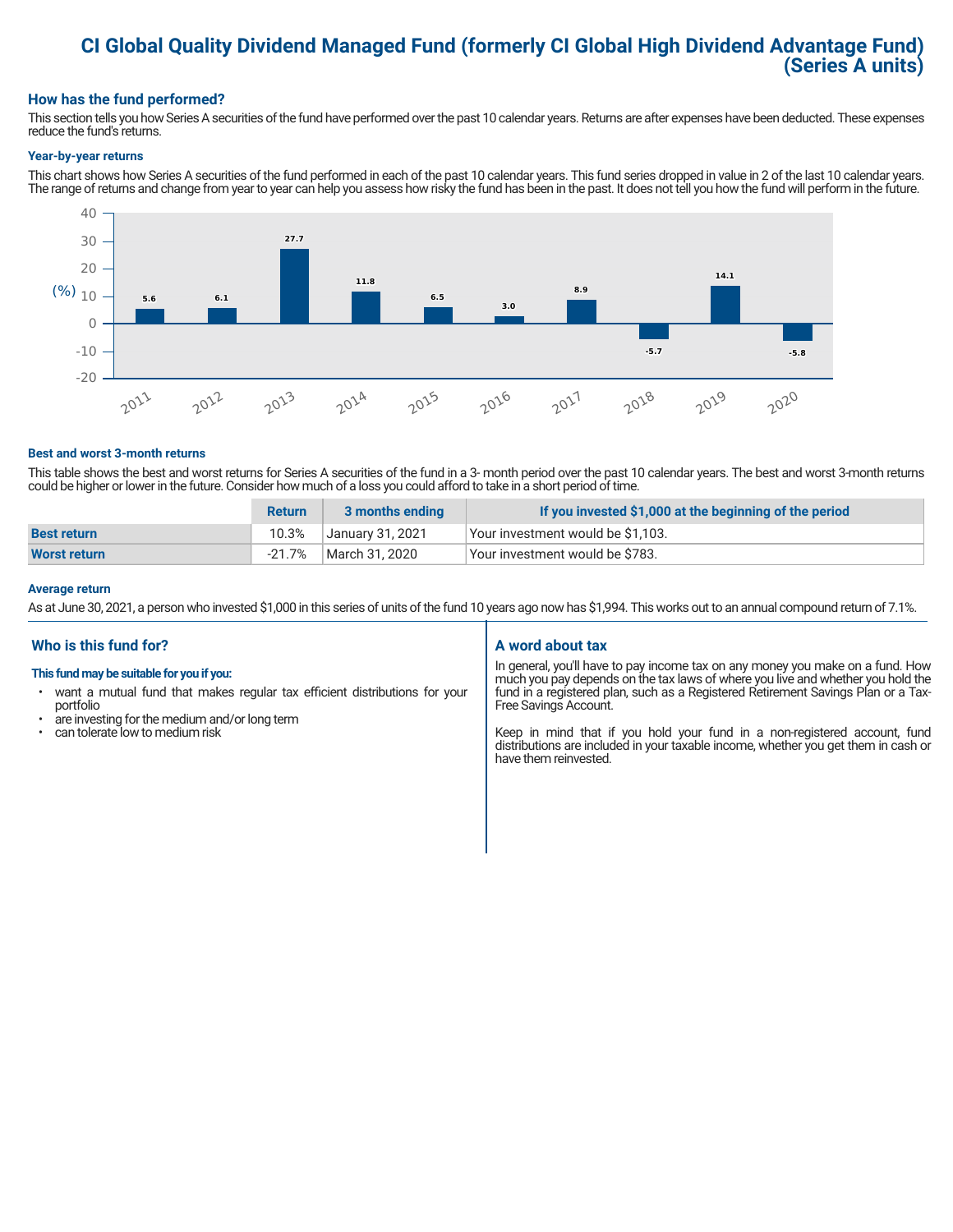# CI Global Quality Dividend Managed Fund (formerly CI Global High Dividend Advantage Fund) (Series A units)

## How has the fund performed?

This section tells you how Series A securities of the fund have performed over the past 10 calendar years. Returns are after expenses have been deducted. These expenses reduce the fund's returns.

### Year-by-year returns

This chart shows how Series A securities of the fund performed in each of the past 10 calendar years. This fund series dropped in value in 2 of the last 10 calendar years. The range of returns and change from year to year can help you assess how risky the fund has been in the past. It does not tell you how the fund will perform in the future.

(%)

40
30
20
10
0
-10
-20

5.6
6.1
27.7
11.8
6.5
3.0
8.9
-5.7
14.1
-5.8

2011
2012
2013
2014
2015
2016
2017
2018
2019
2020

### Best and worst 3-month returns

This table shows the best and worst returns for Series A securities of the fund in a 3- month period over the past 10 calendar years. The best and worst 3-month returns could be higher or lower in the future. Consider how much of a loss you could afford to take in a short period of time.

| | Return | 3 months ending | If you invested $1,000 at the beginning of the period |
|---|---|---|---|
| **Best return** | 10.3% | January 31, 2021 | Your investment would be $1,103. |
| **Worst return** | -21.7% | March 31, 2020 | Your investment would be $783. |

### Average return

As at June 30, 2021, a person who invested $1,000 in this series of units of the fund 10 years ago now has $1,994. This works out to an annual compound return of 7.1%.

## Who is this fund for?

**This fund may be suitable for you if you:**

- want a mutual fund that makes regular tax efficient distributions for your portfolio
- are investing for the medium and/or long term
- can tolerate low to medium risk

## A word about tax

In general, you'll have to pay income tax on any money you make on a fund. How much you pay depends on the tax laws of where you live and whether you hold the fund in a registered plan, such as a Registered Retirement Savings Plan or a Tax-Free Savings Account.

Keep in mind that if you hold your fund in a non-registered account, fund distributions are included in your taxable income, whether you get them in cash or have them reinvested.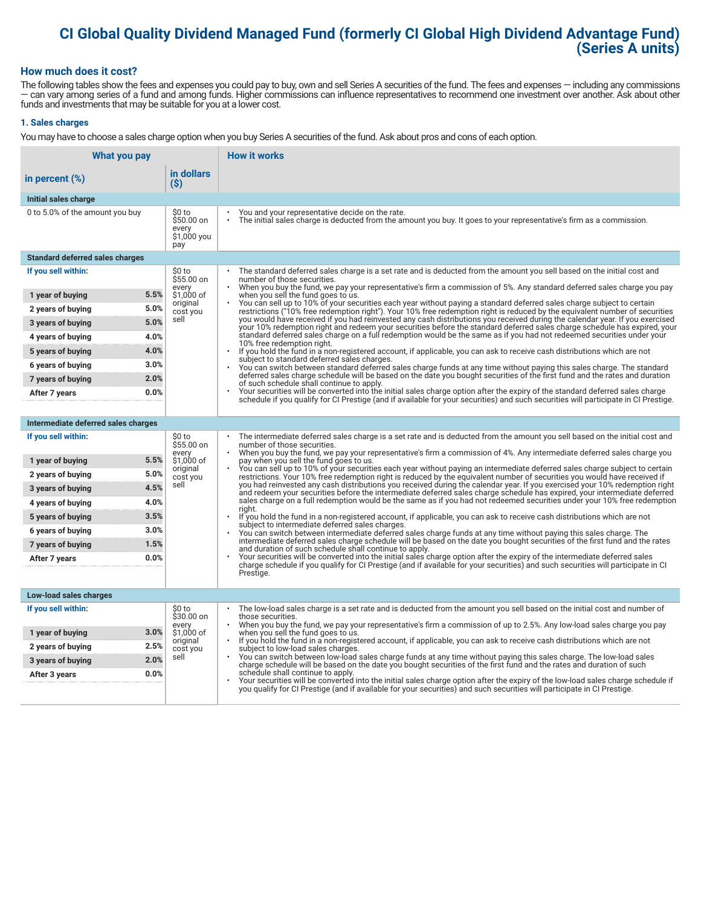# CI Global Quality Dividend Managed Fund (formerly CI Global High Dividend Advantage Fund) (Series A units)

## How much does it cost?

The following tables show the fees and expenses you could pay to buy, own and sell Series A securities of the fund. The fees and expenses — including any commissions — can vary among series of a fund and among funds. Higher commissions can influence representatives to recommend one investment over another. Ask about other funds and investments that may be suitable for you at a lower cost.

### 1. Sales charges

You may have to choose a sales charge option when you buy Series A securities of the fund. Ask about pros and cons of each option.

| What you pay | | | How it works |
|---|---|---|---|
| in percent (%) | | in dollars ($) | |
| **Initial sales charge** | | | |
| 0 to 5.0% of the amount you buy | | $0 to $50.00 on every $1,000 you pay | • You and your representative decide on the rate.<br>• The initial sales charge is deducted from the amount you buy. It goes to your representative's firm as a commission. |
| **Standard deferred sales charges** | | | |
| **If you sell within:** | | $0 to $55.00 on every $1,000 of original cost you sell | • The standard deferred sales charge is a set rate and is deducted from the amount you sell based on the initial cost and number of those securities.<br>• When you buy the fund, we pay your representative's firm a commission of 5%. Any standard deferred sales charge you pay when you sell the fund goes to us.<br>• You can sell up to 10% of your securities each year without paying a standard deferred sales charge subject to certain restrictions ("10% free redemption right"). Your 10% free redemption right is reduced by the equivalent number of securities you would have received if you had reinvested any cash distributions you received during the calendar year. If you exercised your 10% redemption right and redeem your securities before the standard deferred sales charge schedule has expired, your standard deferred sales charge on a full redemption would be the same as if you had not redeemed securities under your 10% free redemption right.<br>• If you hold the fund in a non-registered account, if applicable, you can ask to receive cash distributions which are not subject to standard deferred sales charges.<br>• You can switch between standard deferred sales charge funds at any time without paying this sales charge. The standard deferred sales charge schedule will be based on the date you bought securities of the first fund and the rates and duration of such schedule shall continue to apply.<br>• Your securities will be converted into the initial sales charge option after the expiry of the standard deferred sales charge schedule if you qualify for CI Prestige (and if available for your securities) and such securities will participate in CI Prestige. |
| 1 year of buying | 5.5% | | |
| 2 years of buying | 5.0% | | |
| 3 years of buying | 5.0% | | |
| 4 years of buying | 4.0% | | |
| 5 years of buying | 4.0% | | |
| 6 years of buying | 3.0% | | |
| 7 years of buying | 2.0% | | |
| After 7 years | 0.0% | | |
| **Intermediate deferred sales charges** | | | |
| **If you sell within:** | | $0 to $55.00 on every $1,000 of original cost you sell | • The intermediate deferred sales charge is a set rate and is deducted from the amount you sell based on the initial cost and number of those securities.<br>• When you buy the fund, we pay your representative's firm a commission of 4%. Any intermediate deferred sales charge you pay when you sell the fund goes to us.<br>• You can sell up to 10% of your securities each year without paying an intermediate deferred sales charge subject to certain restrictions. Your 10% free redemption right is reduced by the equivalent number of securities you would have received if you had reinvested any cash distributions you received during the calendar year. If you exercised your 10% redemption right and redeem your securities before the intermediate deferred sales charge schedule has expired, your intermediate deferred sales charge on a full redemption would be the same as if you had not redeemed securities under your 10% free redemption right.<br>• If you hold the fund in a non-registered account, if applicable, you can ask to receive cash distributions which are not subject to intermediate deferred sales charges.<br>• You can switch between intermediate deferred sales charge funds at any time without paying this sales charge. The intermediate deferred sales charge schedule will be based on the date you bought securities of the first fund and the rates and duration of such schedule shall continue to apply.<br>• Your securities will be converted into the initial sales charge option after the expiry of the intermediate deferred sales charge schedule if you qualify for CI Prestige (and if available for your securities) and such securities will participate in CI Prestige. |
| 1 year of buying | 5.5% | | |
| 2 years of buying | 5.0% | | |
| 3 years of buying | 4.5% | | |
| 4 years of buying | 4.0% | | |
| 5 years of buying | 3.5% | | |
| 6 years of buying | 3.0% | | |
| 7 years of buying | 1.5% | | |
| After 7 years | 0.0% | | |
| **Low-load sales charges** | | | |
| **If you sell within:** | | $0 to $30.00 on every $1,000 of original cost you sell | • The low-load sales charge is a set rate and is deducted from the amount you sell based on the initial cost and number of those securities.<br>• When you buy the fund, we pay your representative's firm a commission of up to 2.5%. Any low-load sales charge you pay when you sell the fund goes to us.<br>• If you hold the fund in a non-registered account, if applicable, you can ask to receive cash distributions which are not subject to low-load sales charges.<br>• You can switch between low-load sales charge funds at any time without paying this sales charge. The low-load sales charge schedule will be based on the date you bought securities of the first fund and the rates and duration of such schedule shall continue to apply.<br>• Your securities will be converted into the initial sales charge option after the expiry of the low-load sales charge schedule if you qualify for CI Prestige (and if available for your securities) and such securities will participate in CI Prestige. |
| 1 year of buying | 3.0% | | |
| 2 years of buying | 2.5% | | |
| 3 years of buying | 2.0% | | |
| After 3 years | 0.0% | | |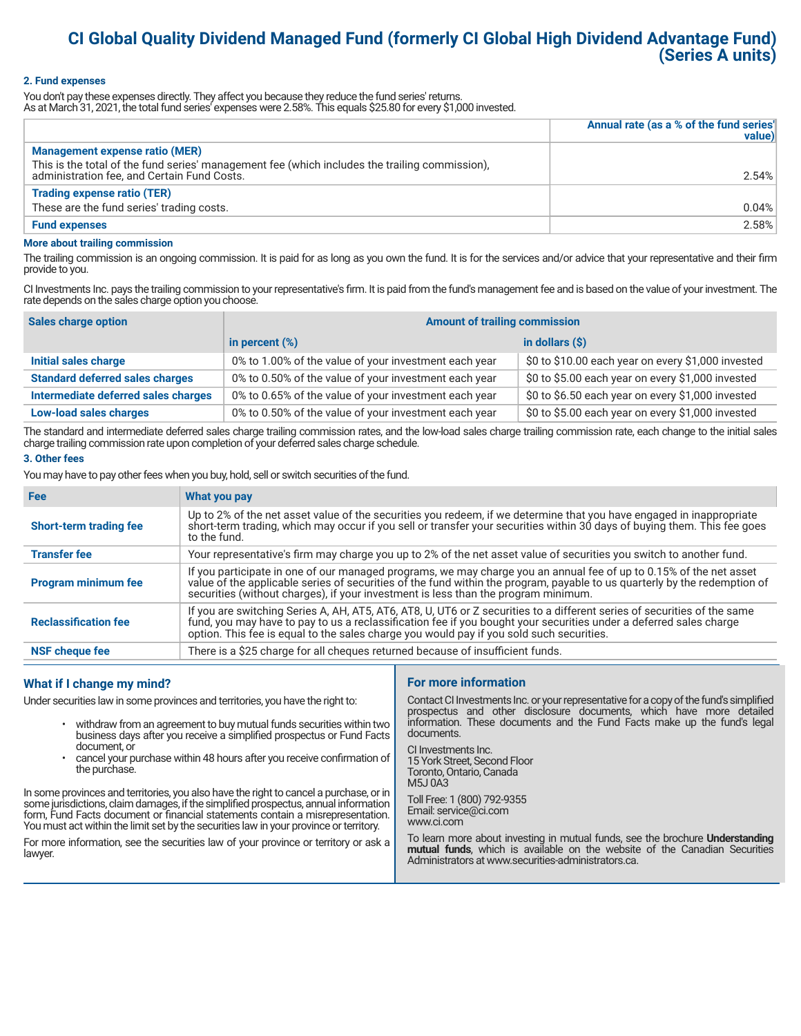# CI Global Quality Dividend Managed Fund (formerly CI Global High Dividend Advantage Fund) (Series A units)

### 2. Fund expenses

You don't pay these expenses directly. They affect you because they reduce the fund series' returns.
As at March 31, 2021, the total fund series' expenses were 2.58%. This equals $25.80 for every $1,000 invested.

| | Annual rate (as a % of the fund series' value) |
|---|---|
| **Management expense ratio (MER)**<br>This is the total of the fund series' management fee (which includes the trailing commission), administration fee, and Certain Fund Costs. | 2.54% |
| **Trading expense ratio (TER)**<br>These are the fund series' trading costs. | 0.04% |
| **Fund expenses** | 2.58% |

#### More about trailing commission

The trailing commission is an ongoing commission. It is paid for as long as you own the fund. It is for the services and/or advice that your representative and their firm provide to you.

CI Investments Inc. pays the trailing commission to your representative's firm. It is paid from the fund's management fee and is based on the value of your investment. The rate depends on the sales charge option you choose.

| Sales charge option | Amount of trailing commission | |
|---|---|---|
| | in percent (%) | in dollars ($) |
| Initial sales charge | 0% to 1.00% of the value of your investment each year | $0 to $10.00 each year on every $1,000 invested |
| Standard deferred sales charges | 0% to 0.50% of the value of your investment each year | $0 to $5.00 each year on every $1,000 invested |
| Intermediate deferred sales charges | 0% to 0.65% of the value of your investment each year | $0 to $6.50 each year on every $1,000 invested |
| Low-load sales charges | 0% to 0.50% of the value of your investment each year | $0 to $5.00 each year on every $1,000 invested |

The standard and intermediate deferred sales charge trailing commission rates, and the low-load sales charge trailing commission rate, each change to the initial sales charge trailing commission rate upon completion of your deferred sales charge schedule.

### 3. Other fees

You may have to pay other fees when you buy, hold, sell or switch securities of the fund.

| Fee | What you pay |
|---|---|
| Short-term trading fee | Up to 2% of the net asset value of the securities you redeem, if we determine that you have engaged in inappropriate short-term trading, which may occur if you sell or transfer your securities within 30 days of buying them. This fee goes to the fund. |
| Transfer fee | Your representative's firm may charge you up to 2% of the net asset value of securities you switch to another fund. |
| Program minimum fee | If you participate in one of our managed programs, we may charge you an annual fee of up to 0.15% of the net asset value of the applicable series of securities of the fund within the program, payable to us quarterly by the redemption of securities (without charges), if your investment is less than the program minimum. |
| Reclassification fee | If you are switching Series A, AH, AT5, AT6, AT8, U, UT6 or Z securities to a different series of securities of the same fund, you may have to pay to us a reclassification fee if you bought your securities under a deferred sales charge option. This fee is equal to the sales charge you would pay if you sold such securities. |
| NSF cheque fee | There is a $25 charge for all cheques returned because of insufficient funds. |

## What if I change my mind?

Under securities law in some provinces and territories, you have the right to:

- withdraw from an agreement to buy mutual funds securities within two business days after you receive a simplified prospectus or Fund Facts document, or
- cancel your purchase within 48 hours after you receive confirmation of the purchase.

In some provinces and territories, you also have the right to cancel a purchase, or in some jurisdictions, claim damages, if the simplified prospectus, annual information form, Fund Facts document or financial statements contain a misrepresentation. You must act within the limit set by the securities law in your province or territory.

For more information, see the securities law of your province or territory or ask a lawyer.

## For more information

Contact CI Investments Inc. or your representative for a copy of the fund's simplified prospectus and other disclosure documents, which have more detailed information. These documents and the Fund Facts make up the fund's legal documents.

CI Investments Inc.
15 York Street, Second Floor
Toronto, Ontario, Canada
M5J 0A3

Toll Free: 1 (800) 792-9355
Email: service@ci.com
www.ci.com

To learn more about investing in mutual funds, see the brochure **Understanding mutual funds**, which is available on the website of the Canadian Securities Administrators at www.securities-administrators.ca.